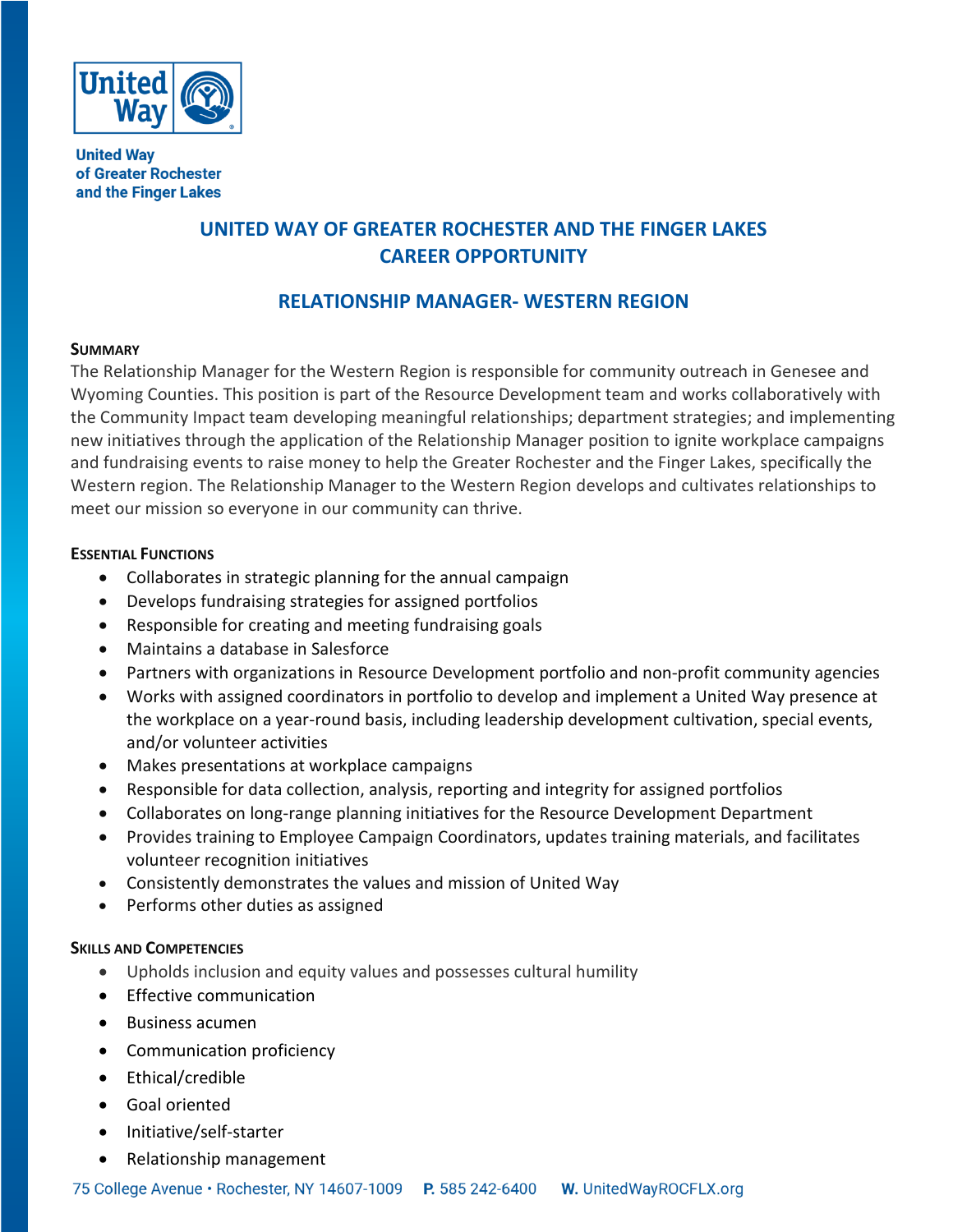United Way of Greater Rochester and the Finger Lakes

# UNITED WAY OF GREATER ROCHESTER AND THE FINGER LAKES CAREER OPPORTUNITY

## RELATIONSHIP MANAGER- WESTERN REGION

### SUMMARY

The Relationship Manager for the Western Region is responsible for community outreach in Genesee and Wyoming Counties. This position is part of the Resource Development team and works collaboratively with the Community Impact team developing meaningful relationships; department strategies; and implementing new initiatives through the application of the Relationship Manager position to ignite workplace campaigns and fundraising events to raise money to help the Greater Rochester and the Finger Lakes, specifically the Western region. The Relationship Manager to the Western Region develops and cultivates relationships to meet our mission so everyone in our community can thrive.

### ESSENTIAL FUNCTIONS

- Collaborates in strategic planning for the annual campaign
- Develops fundraising strategies for assigned portfolios
- Responsible for creating and meeting fundraising goals
- Maintains a database in Salesforce
- Partners with organizations in Resource Development portfolio and non-profit community agencies
- Works with assigned coordinators in portfolio to develop and implement a United Way presence at the workplace on a year-round basis, including leadership development cultivation, special events, and/or volunteer activities
- Makes presentations at workplace campaigns
- Responsible for data collection, analysis, reporting and integrity for assigned portfolios
- Collaborates on long-range planning initiatives for the Resource Development Department
- Provides training to Employee Campaign Coordinators, updates training materials, and facilitates volunteer recognition initiatives
- Consistently demonstrates the values and mission of United Way
- Performs other duties as assigned

### SKILLS AND COMPETENCIES

- Upholds inclusion and equity values and possesses cultural humility
- Effective communication
- Business acumen
- Communication proficiency
- Ethical/credible
- Goal oriented
- Initiative/self-starter
- Relationship management

75 College Avenue • Rochester, NY 14607-1009 P. 585 242-6400 W. UnitedWayROCFLX.org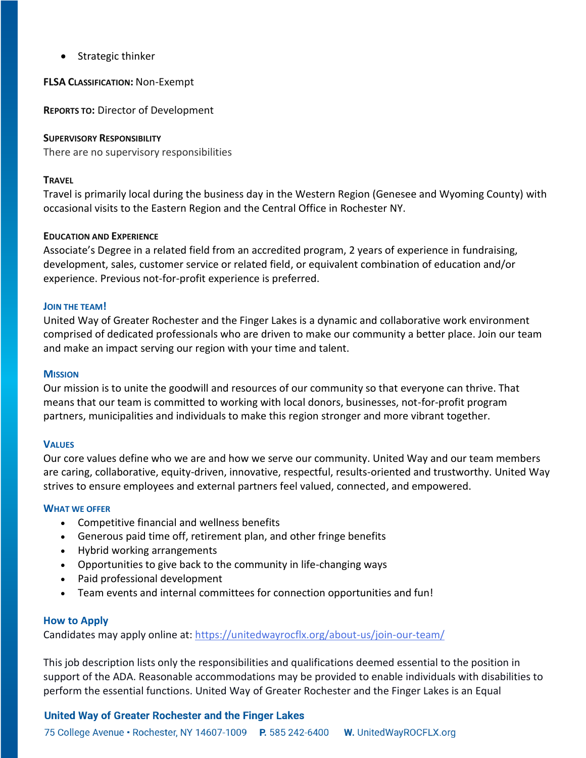- Strategic thinker

**FLSA Classification:** Non-Exempt

**Reports to:** Director of Development

**Supervisory Responsibility**

There are no supervisory responsibilities

**Travel**

Travel is primarily local during the business day in the Western Region (Genesee and Wyoming County) with occasional visits to the Eastern Region and the Central Office in Rochester NY.

**Education and Experience**

Associate's Degree in a related field from an accredited program, 2 years of experience in fundraising, development, sales, customer service or related field, or equivalent combination of education and/or experience. Previous not-for-profit experience is preferred.

### Join the team!

United Way of Greater Rochester and the Finger Lakes is a dynamic and collaborative work environment comprised of dedicated professionals who are driven to make our community a better place. Join our team and make an impact serving our region with your time and talent.

### Mission

Our mission is to unite the goodwill and resources of our community so that everyone can thrive. That means that our team is committed to working with local donors, businesses, not-for-profit program partners, municipalities and individuals to make this region stronger and more vibrant together.

### Values

Our core values define who we are and how we serve our community. United Way and our team members are caring, collaborative, equity-driven, innovative, respectful, results-oriented and trustworthy. United Way strives to ensure employees and external partners feel valued, connected, and empowered.

### What we offer

- Competitive financial and wellness benefits
- Generous paid time off, retirement plan, and other fringe benefits
- Hybrid working arrangements
- Opportunities to give back to the community in life-changing ways
- Paid professional development
- Team events and internal committees for connection opportunities and fun!

### How to Apply

Candidates may apply online at: [https://unitedwayrocflx.org/about-us/join-our-team/](https://unitedwayrocflx.org/about-us/join-our-team/)

This job description lists only the responsibilities and qualifications deemed essential to the position in support of the ADA. Reasonable accommodations may be provided to enable individuals with disabilities to perform the essential functions. United Way of Greater Rochester and the Finger Lakes is an Equal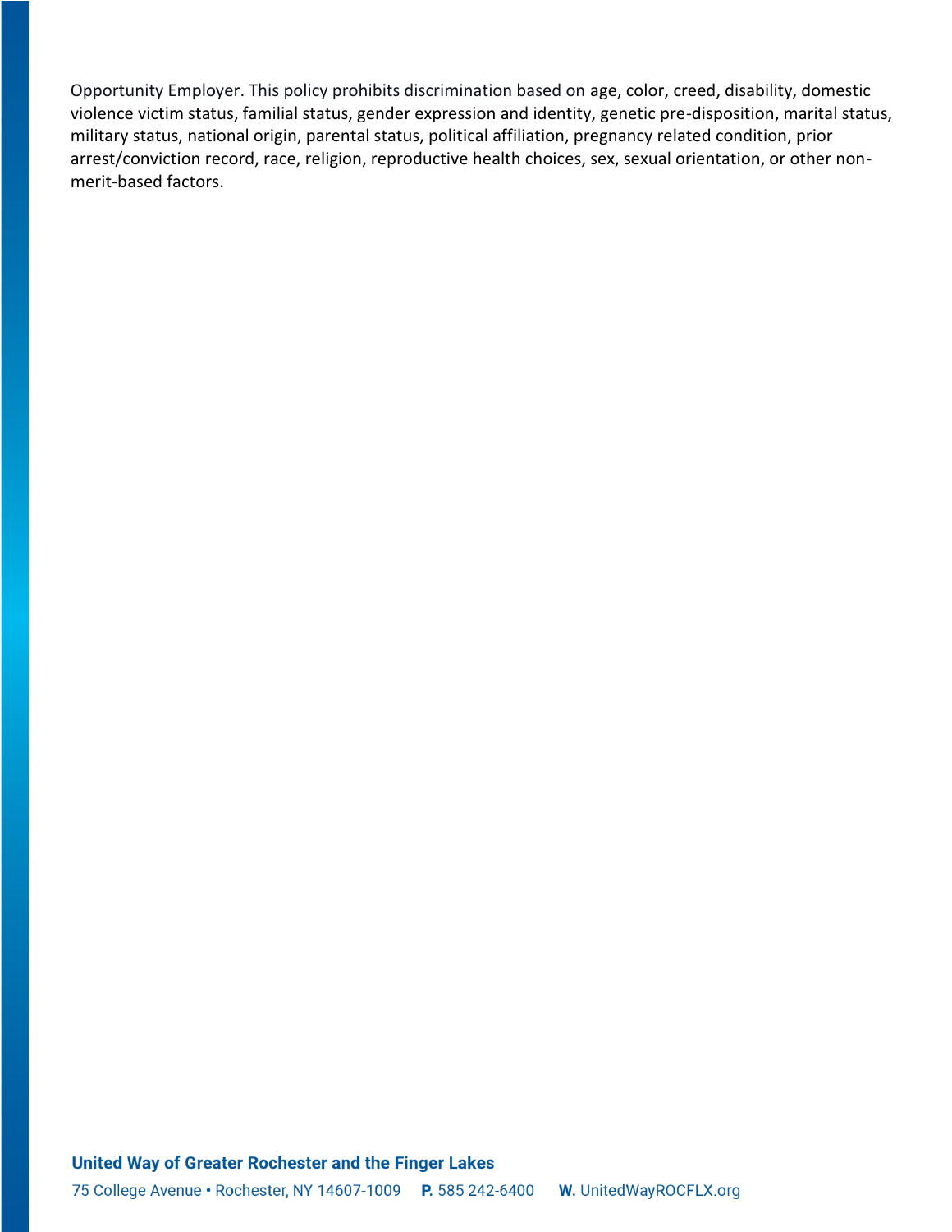Opportunity Employer. This policy prohibits discrimination based on age, color, creed, disability, domestic violence victim status, familial status, gender expression and identity, genetic pre-disposition, marital status, military status, national origin, parental status, political affiliation, pregnancy related condition, prior arrest/conviction record, race, religion, reproductive health choices, sex, sexual orientation, or other non-merit-based factors.

**United Way of Greater Rochester and the Finger Lakes**

75 College Avenue • Rochester, NY 14607-1009 **P.** 585 242-6400 **W.** UnitedWayROCFLX.org